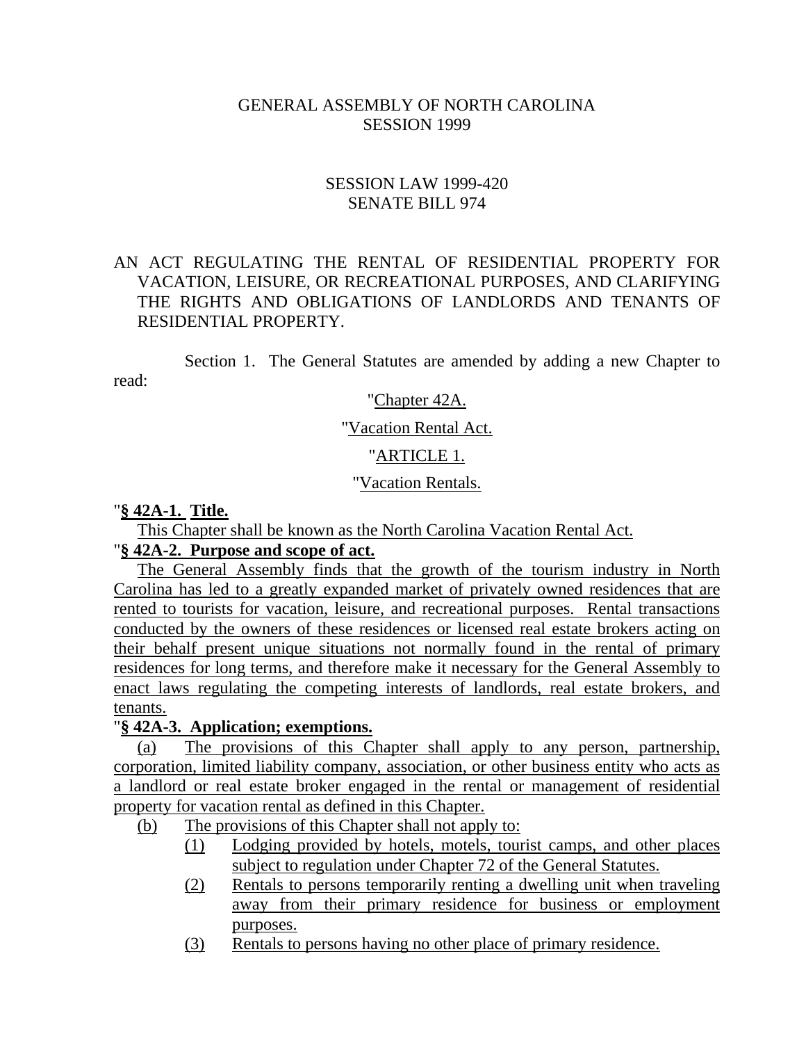GENERAL ASSEMBLY OF NORTH CAROLINA
SESSION 1999

SESSION LAW 1999-420
SENATE BILL 974

AN ACT REGULATING THE RENTAL OF RESIDENTIAL PROPERTY FOR VACATION, LEISURE, OR RECREATIONAL PURPOSES, AND CLARIFYING THE RIGHTS AND OBLIGATIONS OF LANDLORDS AND TENANTS OF RESIDENTIAL PROPERTY.

Section 1. The General Statutes are amended by adding a new Chapter to read:

"Chapter 42A.

"Vacation Rental Act.

"ARTICLE 1.

"Vacation Rentals.

"**§ 42A-1. Title.**

This Chapter shall be known as the North Carolina Vacation Rental Act.

"**§ 42A-2. Purpose and scope of act.**

The General Assembly finds that the growth of the tourism industry in North Carolina has led to a greatly expanded market of privately owned residences that are rented to tourists for vacation, leisure, and recreational purposes. Rental transactions conducted by the owners of these residences or licensed real estate brokers acting on their behalf present unique situations not normally found in the rental of primary residences for long terms, and therefore make it necessary for the General Assembly to enact laws regulating the competing interests of landlords, real estate brokers, and tenants.

"**§ 42A-3. Application; exemptions.**

(a) The provisions of this Chapter shall apply to any person, partnership, corporation, limited liability company, association, or other business entity who acts as a landlord or real estate broker engaged in the rental or management of residential property for vacation rental as defined in this Chapter.

(b) The provisions of this Chapter shall not apply to:

(1) Lodging provided by hotels, motels, tourist camps, and other places subject to regulation under Chapter 72 of the General Statutes.

(2) Rentals to persons temporarily renting a dwelling unit when traveling away from their primary residence for business or employment purposes.

(3) Rentals to persons having no other place of primary residence.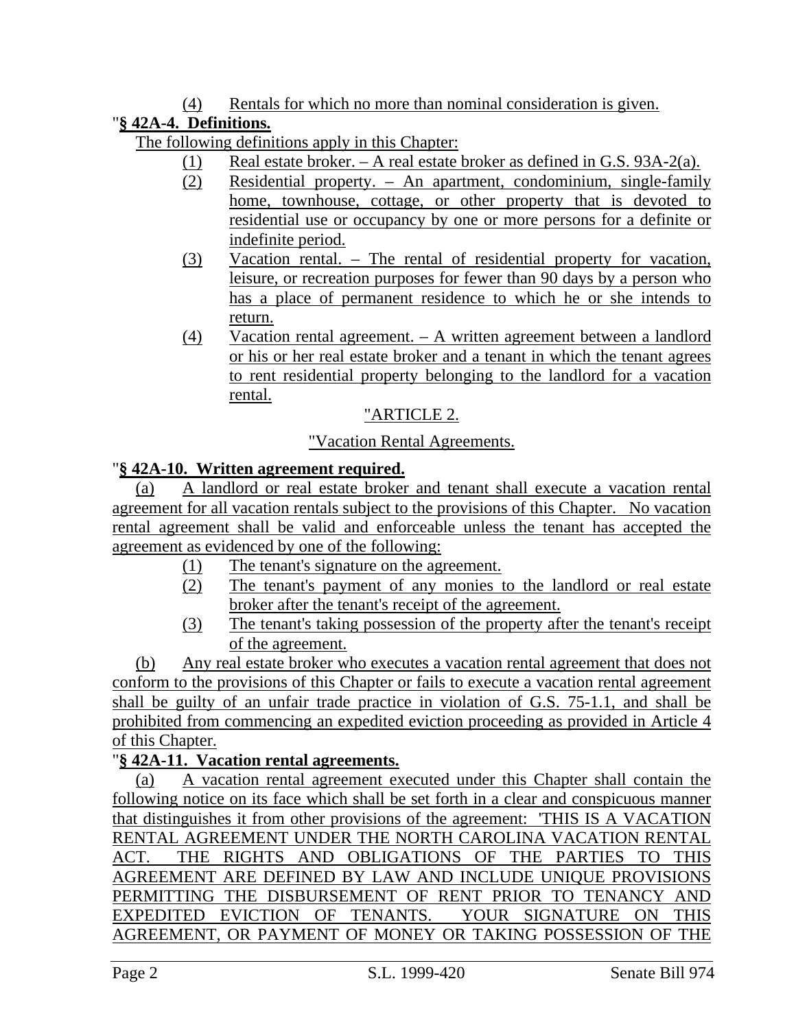(4) Rentals for which no more than nominal consideration is given.

"**§ 42A-4. Definitions.**

The following definitions apply in this Chapter:

(1) Real estate broker. – A real estate broker as defined in G.S. 93A-2(a).

(2) Residential property. – An apartment, condominium, single-family home, townhouse, cottage, or other property that is devoted to residential use or occupancy by one or more persons for a definite or indefinite period.

(3) Vacation rental. – The rental of residential property for vacation, leisure, or recreation purposes for fewer than 90 days by a person who has a place of permanent residence to which he or she intends to return.

(4) Vacation rental agreement. – A written agreement between a landlord or his or her real estate broker and a tenant in which the tenant agrees to rent residential property belonging to the landlord for a vacation rental.

"ARTICLE 2.

"Vacation Rental Agreements.

"**§ 42A-10. Written agreement required.**

(a) A landlord or real estate broker and tenant shall execute a vacation rental agreement for all vacation rentals subject to the provisions of this Chapter. No vacation rental agreement shall be valid and enforceable unless the tenant has accepted the agreement as evidenced by one of the following:

(1) The tenant's signature on the agreement.

(2) The tenant's payment of any monies to the landlord or real estate broker after the tenant's receipt of the agreement.

(3) The tenant's taking possession of the property after the tenant's receipt of the agreement.

(b) Any real estate broker who executes a vacation rental agreement that does not conform to the provisions of this Chapter or fails to execute a vacation rental agreement shall be guilty of an unfair trade practice in violation of G.S. 75-1.1, and shall be prohibited from commencing an expedited eviction proceeding as provided in Article 4 of this Chapter.

"**§ 42A-11. Vacation rental agreements.**

(a) A vacation rental agreement executed under this Chapter shall contain the following notice on its face which shall be set forth in a clear and conspicuous manner that distinguishes it from other provisions of the agreement: 'THIS IS A VACATION RENTAL AGREEMENT UNDER THE NORTH CAROLINA VACATION RENTAL ACT. THE RIGHTS AND OBLIGATIONS OF THE PARTIES TO THIS AGREEMENT ARE DEFINED BY LAW AND INCLUDE UNIQUE PROVISIONS PERMITTING THE DISBURSEMENT OF RENT PRIOR TO TENANCY AND EXPEDITED EVICTION OF TENANTS. YOUR SIGNATURE ON THIS AGREEMENT, OR PAYMENT OF MONEY OR TAKING POSSESSION OF THE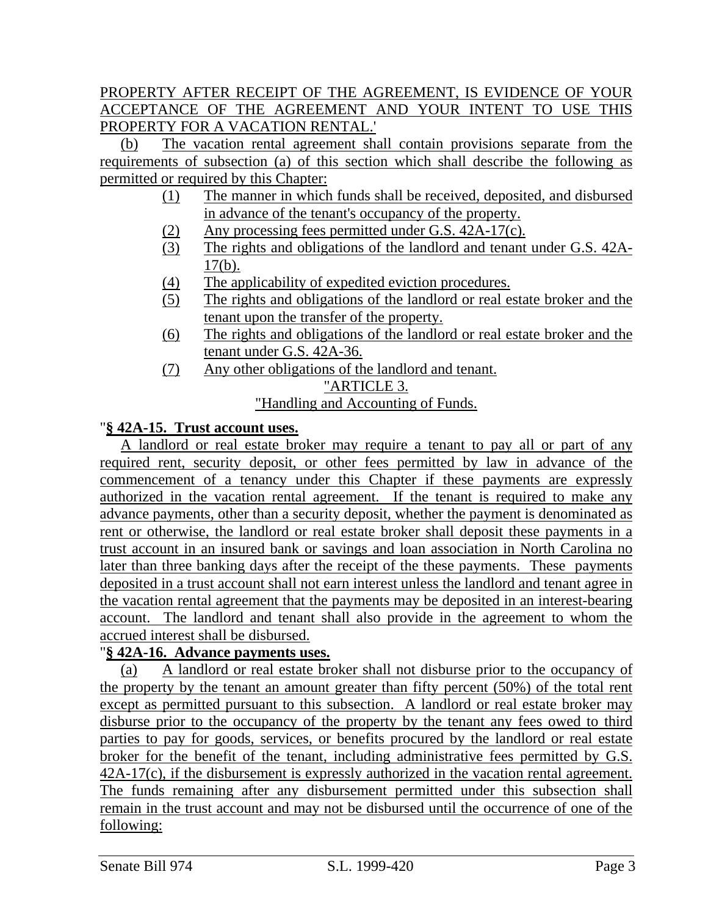PROPERTY AFTER RECEIPT OF THE AGREEMENT, IS EVIDENCE OF YOUR ACCEPTANCE OF THE AGREEMENT AND YOUR INTENT TO USE THIS PROPERTY FOR A VACATION RENTAL.'

(b) The vacation rental agreement shall contain provisions separate from the requirements of subsection (a) of this section which shall describe the following as permitted or required by this Chapter:

(1) The manner in which funds shall be received, deposited, and disbursed in advance of the tenant's occupancy of the property.
(2) Any processing fees permitted under G.S. 42A-17(c).
(3) The rights and obligations of the landlord and tenant under G.S. 42A-17(b).
(4) The applicability of expedited eviction procedures.
(5) The rights and obligations of the landlord or real estate broker and the tenant upon the transfer of the property.
(6) The rights and obligations of the landlord or real estate broker and the tenant under G.S. 42A-36.
(7) Any other obligations of the landlord and tenant.

"ARTICLE 3.

"Handling and Accounting of Funds.

"**§ 42A-15. Trust account uses.**

A landlord or real estate broker may require a tenant to pay all or part of any required rent, security deposit, or other fees permitted by law in advance of the commencement of a tenancy under this Chapter if these payments are expressly authorized in the vacation rental agreement. If the tenant is required to make any advance payments, other than a security deposit, whether the payment is denominated as rent or otherwise, the landlord or real estate broker shall deposit these payments in a trust account in an insured bank or savings and loan association in North Carolina no later than three banking days after the receipt of the these payments. These payments deposited in a trust account shall not earn interest unless the landlord and tenant agree in the vacation rental agreement that the payments may be deposited in an interest-bearing account. The landlord and tenant shall also provide in the agreement to whom the accrued interest shall be disbursed.

"**§ 42A-16. Advance payments uses.**

(a) A landlord or real estate broker shall not disburse prior to the occupancy of the property by the tenant an amount greater than fifty percent (50%) of the total rent except as permitted pursuant to this subsection. A landlord or real estate broker may disburse prior to the occupancy of the property by the tenant any fees owed to third parties to pay for goods, services, or benefits procured by the landlord or real estate broker for the benefit of the tenant, including administrative fees permitted by G.S. 42A-17(c), if the disbursement is expressly authorized in the vacation rental agreement. The funds remaining after any disbursement permitted under this subsection shall remain in the trust account and may not be disbursed until the occurrence of one of the following: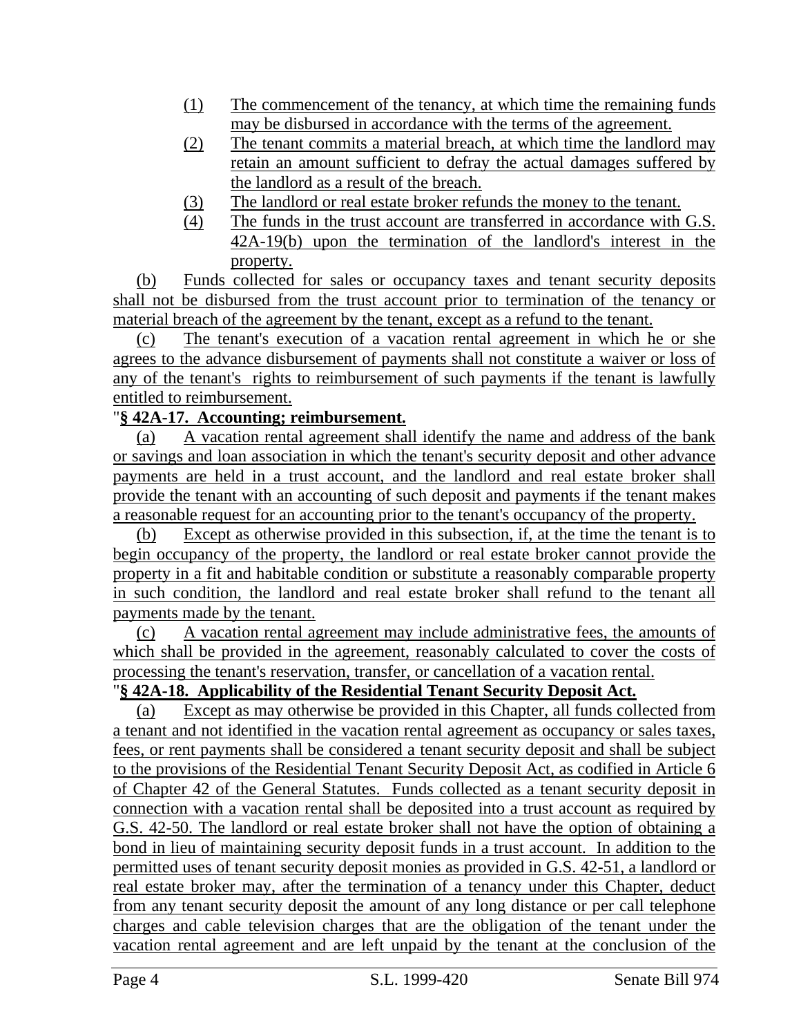(1) The commencement of the tenancy, at which time the remaining funds may be disbursed in accordance with the terms of the agreement.

(2) The tenant commits a material breach, at which time the landlord may retain an amount sufficient to defray the actual damages suffered by the landlord as a result of the breach.

(3) The landlord or real estate broker refunds the money to the tenant.

(4) The funds in the trust account are transferred in accordance with G.S. 42A-19(b) upon the termination of the landlord's interest in the property.

(b) Funds collected for sales or occupancy taxes and tenant security deposits shall not be disbursed from the trust account prior to termination of the tenancy or material breach of the agreement by the tenant, except as a refund to the tenant.

(c) The tenant's execution of a vacation rental agreement in which he or she agrees to the advance disbursement of payments shall not constitute a waiver or loss of any of the tenant's rights to reimbursement of such payments if the tenant is lawfully entitled to reimbursement.

"**§ 42A-17. Accounting; reimbursement.**

(a) A vacation rental agreement shall identify the name and address of the bank or savings and loan association in which the tenant's security deposit and other advance payments are held in a trust account, and the landlord and real estate broker shall provide the tenant with an accounting of such deposit and payments if the tenant makes a reasonable request for an accounting prior to the tenant's occupancy of the property.

(b) Except as otherwise provided in this subsection, if, at the time the tenant is to begin occupancy of the property, the landlord or real estate broker cannot provide the property in a fit and habitable condition or substitute a reasonably comparable property in such condition, the landlord and real estate broker shall refund to the tenant all payments made by the tenant.

(c) A vacation rental agreement may include administrative fees, the amounts of which shall be provided in the agreement, reasonably calculated to cover the costs of processing the tenant's reservation, transfer, or cancellation of a vacation rental.

"**§ 42A-18. Applicability of the Residential Tenant Security Deposit Act.**

(a) Except as may otherwise be provided in this Chapter, all funds collected from a tenant and not identified in the vacation rental agreement as occupancy or sales taxes, fees, or rent payments shall be considered a tenant security deposit and shall be subject to the provisions of the Residential Tenant Security Deposit Act, as codified in Article 6 of Chapter 42 of the General Statutes. Funds collected as a tenant security deposit in connection with a vacation rental shall be deposited into a trust account as required by G.S. 42-50. The landlord or real estate broker shall not have the option of obtaining a bond in lieu of maintaining security deposit funds in a trust account. In addition to the permitted uses of tenant security deposit monies as provided in G.S. 42-51, a landlord or real estate broker may, after the termination of a tenancy under this Chapter, deduct from any tenant security deposit the amount of any long distance or per call telephone charges and cable television charges that are the obligation of the tenant under the vacation rental agreement and are left unpaid by the tenant at the conclusion of the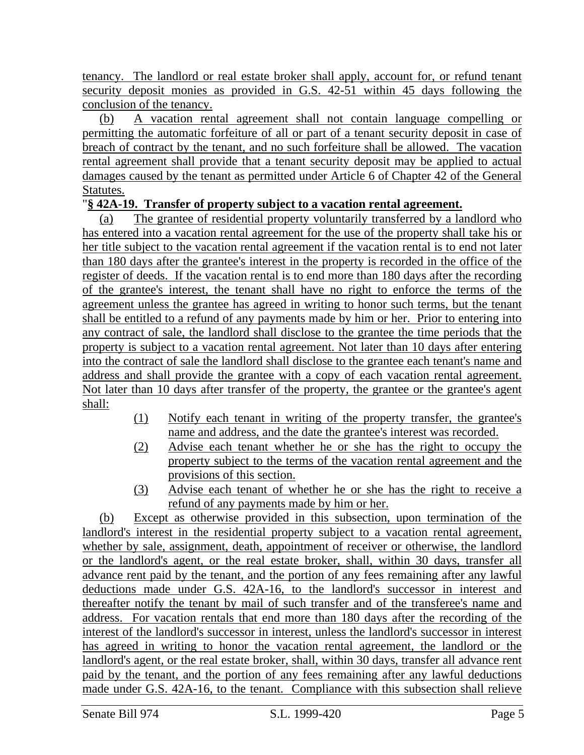tenancy. The landlord or real estate broker shall apply, account for, or refund tenant security deposit monies as provided in G.S. 42-51 within 45 days following the conclusion of the tenancy.

(b) A vacation rental agreement shall not contain language compelling or permitting the automatic forfeiture of all or part of a tenant security deposit in case of breach of contract by the tenant, and no such forfeiture shall be allowed. The vacation rental agreement shall provide that a tenant security deposit may be applied to actual damages caused by the tenant as permitted under Article 6 of Chapter 42 of the General Statutes.

"**§ 42A-19. Transfer of property subject to a vacation rental agreement.**

(a) The grantee of residential property voluntarily transferred by a landlord who has entered into a vacation rental agreement for the use of the property shall take his or her title subject to the vacation rental agreement if the vacation rental is to end not later than 180 days after the grantee's interest in the property is recorded in the office of the register of deeds. If the vacation rental is to end more than 180 days after the recording of the grantee's interest, the tenant shall have no right to enforce the terms of the agreement unless the grantee has agreed in writing to honor such terms, but the tenant shall be entitled to a refund of any payments made by him or her. Prior to entering into any contract of sale, the landlord shall disclose to the grantee the time periods that the property is subject to a vacation rental agreement. Not later than 10 days after entering into the contract of sale the landlord shall disclose to the grantee each tenant's name and address and shall provide the grantee with a copy of each vacation rental agreement. Not later than 10 days after transfer of the property, the grantee or the grantee's agent shall:

(1) Notify each tenant in writing of the property transfer, the grantee's name and address, and the date the grantee's interest was recorded.

(2) Advise each tenant whether he or she has the right to occupy the property subject to the terms of the vacation rental agreement and the provisions of this section.

(3) Advise each tenant of whether he or she has the right to receive a refund of any payments made by him or her.

(b) Except as otherwise provided in this subsection, upon termination of the landlord's interest in the residential property subject to a vacation rental agreement, whether by sale, assignment, death, appointment of receiver or otherwise, the landlord or the landlord's agent, or the real estate broker, shall, within 30 days, transfer all advance rent paid by the tenant, and the portion of any fees remaining after any lawful deductions made under G.S. 42A-16, to the landlord's successor in interest and thereafter notify the tenant by mail of such transfer and of the transferee's name and address. For vacation rentals that end more than 180 days after the recording of the interest of the landlord's successor in interest, unless the landlord's successor in interest has agreed in writing to honor the vacation rental agreement, the landlord or the landlord's agent, or the real estate broker, shall, within 30 days, transfer all advance rent paid by the tenant, and the portion of any fees remaining after any lawful deductions made under G.S. 42A-16, to the tenant. Compliance with this subsection shall relieve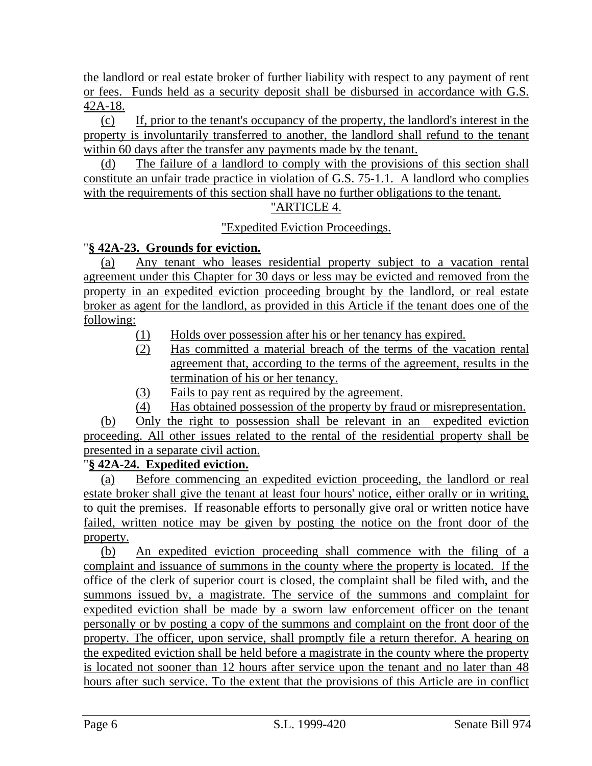the landlord or real estate broker of further liability with respect to any payment of rent or fees. Funds held as a security deposit shall be disbursed in accordance with G.S. 42A-18.

(c) If, prior to the tenant's occupancy of the property, the landlord's interest in the property is involuntarily transferred to another, the landlord shall refund to the tenant within 60 days after the transfer any payments made by the tenant.

(d) The failure of a landlord to comply with the provisions of this section shall constitute an unfair trade practice in violation of G.S. 75-1.1. A landlord who complies with the requirements of this section shall have no further obligations to the tenant.

"ARTICLE 4.

"Expedited Eviction Proceedings.

"**§ 42A-23. Grounds for eviction.**

(a) Any tenant who leases residential property subject to a vacation rental agreement under this Chapter for 30 days or less may be evicted and removed from the property in an expedited eviction proceeding brought by the landlord, or real estate broker as agent for the landlord, as provided in this Article if the tenant does one of the following:

(1) Holds over possession after his or her tenancy has expired.
(2) Has committed a material breach of the terms of the vacation rental agreement that, according to the terms of the agreement, results in the termination of his or her tenancy.
(3) Fails to pay rent as required by the agreement.
(4) Has obtained possession of the property by fraud or misrepresentation.

(b) Only the right to possession shall be relevant in an expedited eviction proceeding. All other issues related to the rental of the residential property shall be presented in a separate civil action.

"**§ 42A-24. Expedited eviction.**

(a) Before commencing an expedited eviction proceeding, the landlord or real estate broker shall give the tenant at least four hours' notice, either orally or in writing, to quit the premises. If reasonable efforts to personally give oral or written notice have failed, written notice may be given by posting the notice on the front door of the property.

(b) An expedited eviction proceeding shall commence with the filing of a complaint and issuance of summons in the county where the property is located. If the office of the clerk of superior court is closed, the complaint shall be filed with, and the summons issued by, a magistrate. The service of the summons and complaint for expedited eviction shall be made by a sworn law enforcement officer on the tenant personally or by posting a copy of the summons and complaint on the front door of the property. The officer, upon service, shall promptly file a return therefor. A hearing on the expedited eviction shall be held before a magistrate in the county where the property is located not sooner than 12 hours after service upon the tenant and no later than 48 hours after such service. To the extent that the provisions of this Article are in conflict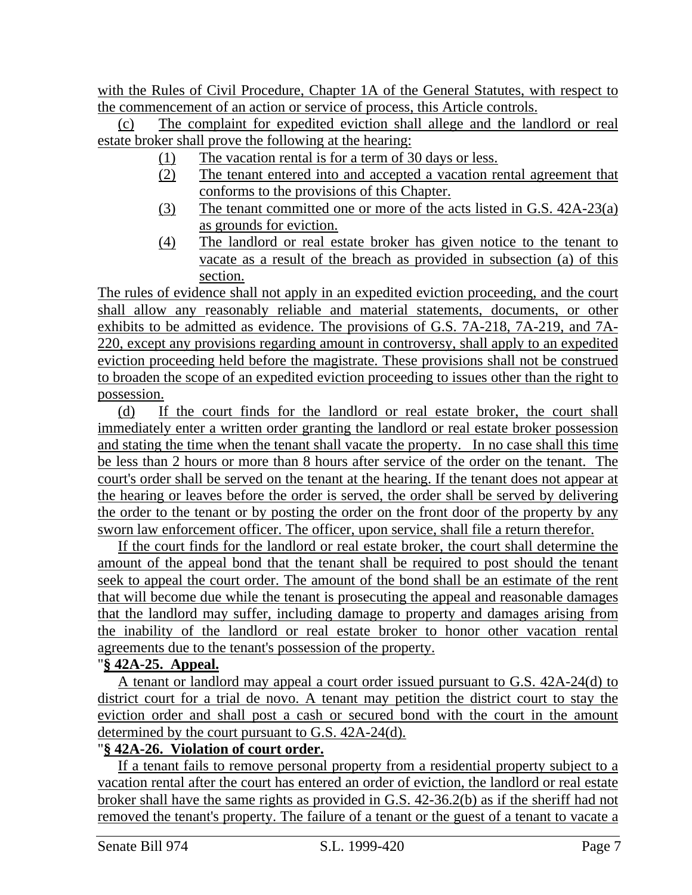with the Rules of Civil Procedure, Chapter 1A of the General Statutes, with respect to the commencement of an action or service of process, this Article controls.

(c) The complaint for expedited eviction shall allege and the landlord or real estate broker shall prove the following at the hearing:

(1) The vacation rental is for a term of 30 days or less.

(2) The tenant entered into and accepted a vacation rental agreement that conforms to the provisions of this Chapter.

(3) The tenant committed one or more of the acts listed in G.S. 42A-23(a) as grounds for eviction.

(4) The landlord or real estate broker has given notice to the tenant to vacate as a result of the breach as provided in subsection (a) of this section.

The rules of evidence shall not apply in an expedited eviction proceeding, and the court shall allow any reasonably reliable and material statements, documents, or other exhibits to be admitted as evidence. The provisions of G.S. 7A-218, 7A-219, and 7A-220, except any provisions regarding amount in controversy, shall apply to an expedited eviction proceeding held before the magistrate. These provisions shall not be construed to broaden the scope of an expedited eviction proceeding to issues other than the right to possession.

(d) If the court finds for the landlord or real estate broker, the court shall immediately enter a written order granting the landlord or real estate broker possession and stating the time when the tenant shall vacate the property. In no case shall this time be less than 2 hours or more than 8 hours after service of the order on the tenant. The court's order shall be served on the tenant at the hearing. If the tenant does not appear at the hearing or leaves before the order is served, the order shall be served by delivering the order to the tenant or by posting the order on the front door of the property by any sworn law enforcement officer. The officer, upon service, shall file a return therefor.

If the court finds for the landlord or real estate broker, the court shall determine the amount of the appeal bond that the tenant shall be required to post should the tenant seek to appeal the court order. The amount of the bond shall be an estimate of the rent that will become due while the tenant is prosecuting the appeal and reasonable damages that the landlord may suffer, including damage to property and damages arising from the inability of the landlord or real estate broker to honor other vacation rental agreements due to the tenant's possession of the property.

"**§ 42A-25. Appeal.**

A tenant or landlord may appeal a court order issued pursuant to G.S. 42A-24(d) to district court for a trial de novo. A tenant may petition the district court to stay the eviction order and shall post a cash or secured bond with the court in the amount determined by the court pursuant to G.S. 42A-24(d).

"**§ 42A-26. Violation of court order.**

If a tenant fails to remove personal property from a residential property subject to a vacation rental after the court has entered an order of eviction, the landlord or real estate broker shall have the same rights as provided in G.S. 42-36.2(b) as if the sheriff had not removed the tenant's property. The failure of a tenant or the guest of a tenant to vacate a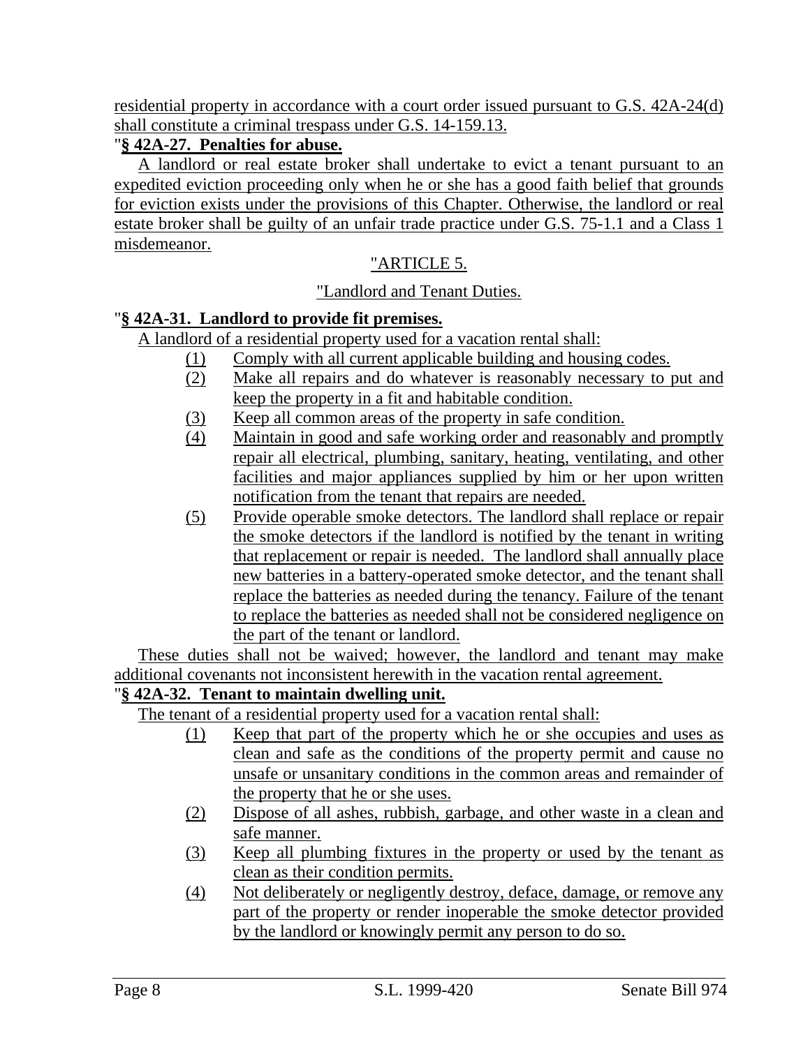residential property in accordance with a court order issued pursuant to G.S. 42A-24(d) shall constitute a criminal trespass under G.S. 14-159.13.

"**§ 42A-27. Penalties for abuse.**

A landlord or real estate broker shall undertake to evict a tenant pursuant to an expedited eviction proceeding only when he or she has a good faith belief that grounds for eviction exists under the provisions of this Chapter. Otherwise, the landlord or real estate broker shall be guilty of an unfair trade practice under G.S. 75-1.1 and a Class 1 misdemeanor.

"ARTICLE 5.

"Landlord and Tenant Duties.

"**§ 42A-31. Landlord to provide fit premises.**

A landlord of a residential property used for a vacation rental shall:

(1) Comply with all current applicable building and housing codes.

(2) Make all repairs and do whatever is reasonably necessary to put and keep the property in a fit and habitable condition.

(3) Keep all common areas of the property in safe condition.

(4) Maintain in good and safe working order and reasonably and promptly repair all electrical, plumbing, sanitary, heating, ventilating, and other facilities and major appliances supplied by him or her upon written notification from the tenant that repairs are needed.

(5) Provide operable smoke detectors. The landlord shall replace or repair the smoke detectors if the landlord is notified by the tenant in writing that replacement or repair is needed. The landlord shall annually place new batteries in a battery-operated smoke detector, and the tenant shall replace the batteries as needed during the tenancy. Failure of the tenant to replace the batteries as needed shall not be considered negligence on the part of the tenant or landlord.

These duties shall not be waived; however, the landlord and tenant may make additional covenants not inconsistent herewith in the vacation rental agreement.

"**§ 42A-32. Tenant to maintain dwelling unit.**

The tenant of a residential property used for a vacation rental shall:

(1) Keep that part of the property which he or she occupies and uses as clean and safe as the conditions of the property permit and cause no unsafe or unsanitary conditions in the common areas and remainder of the property that he or she uses.

(2) Dispose of all ashes, rubbish, garbage, and other waste in a clean and safe manner.

(3) Keep all plumbing fixtures in the property or used by the tenant as clean as their condition permits.

(4) Not deliberately or negligently destroy, deface, damage, or remove any part of the property or render inoperable the smoke detector provided by the landlord or knowingly permit any person to do so.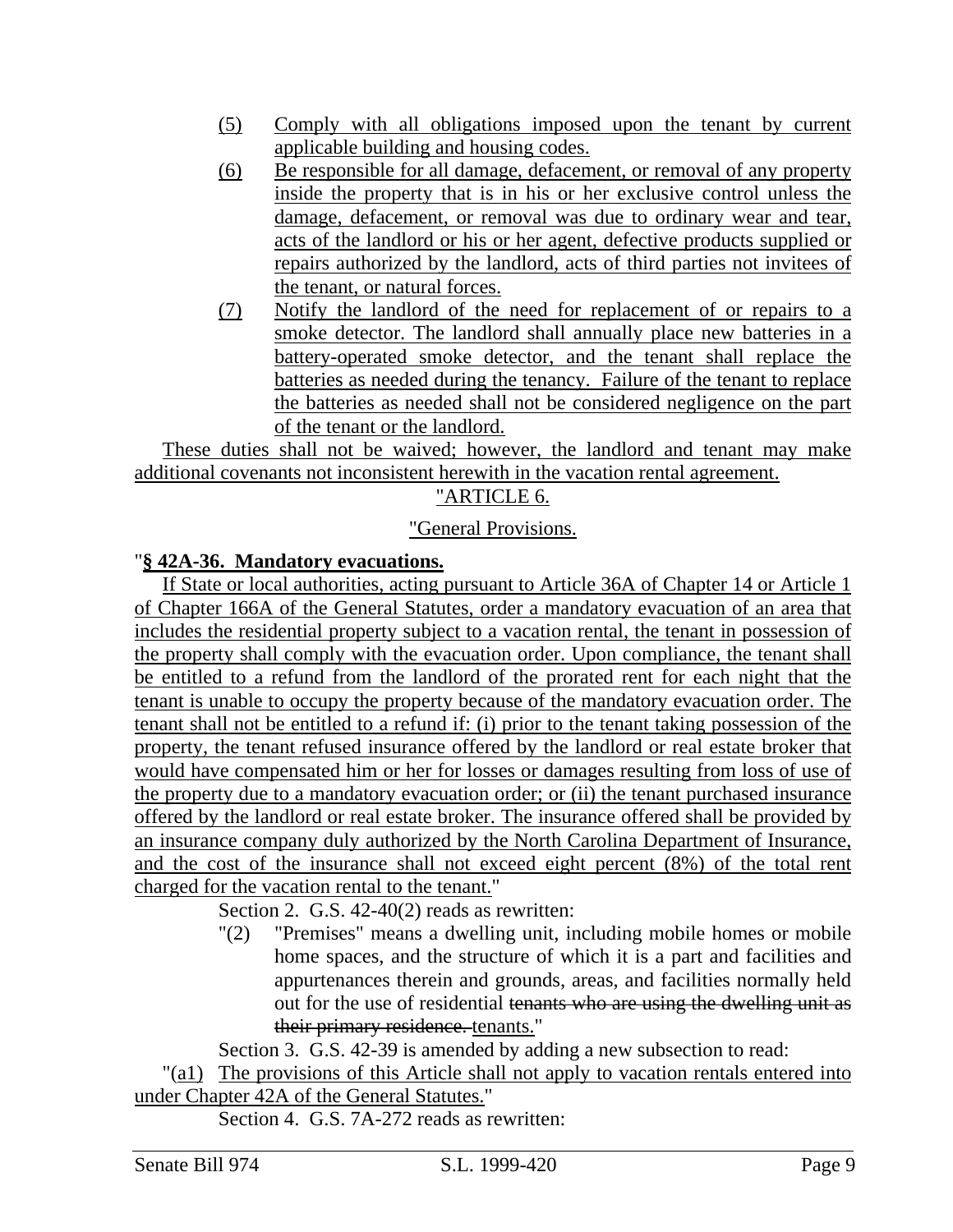(5) Comply with all obligations imposed upon the tenant by current applicable building and housing codes.

(6) Be responsible for all damage, defacement, or removal of any property inside the property that is in his or her exclusive control unless the damage, defacement, or removal was due to ordinary wear and tear, acts of the landlord or his or her agent, defective products supplied or repairs authorized by the landlord, acts of third parties not invitees of the tenant, or natural forces.

(7) Notify the landlord of the need for replacement of or repairs to a smoke detector. The landlord shall annually place new batteries in a battery-operated smoke detector, and the tenant shall replace the batteries as needed during the tenancy. Failure of the tenant to replace the batteries as needed shall not be considered negligence on the part of the tenant or the landlord.

These duties shall not be waived; however, the landlord and tenant may make additional covenants not inconsistent herewith in the vacation rental agreement.

"ARTICLE 6.

"General Provisions.

"**§ 42A-36. Mandatory evacuations.**

If State or local authorities, acting pursuant to Article 36A of Chapter 14 or Article 1 of Chapter 166A of the General Statutes, order a mandatory evacuation of an area that includes the residential property subject to a vacation rental, the tenant in possession of the property shall comply with the evacuation order. Upon compliance, the tenant shall be entitled to a refund from the landlord of the prorated rent for each night that the tenant is unable to occupy the property because of the mandatory evacuation order. The tenant shall not be entitled to a refund if: (i) prior to the tenant taking possession of the property, the tenant refused insurance offered by the landlord or real estate broker that would have compensated him or her for losses or damages resulting from loss of use of the property due to a mandatory evacuation order; or (ii) the tenant purchased insurance offered by the landlord or real estate broker. The insurance offered shall be provided by an insurance company duly authorized by the North Carolina Department of Insurance, and the cost of the insurance shall not exceed eight percent (8%) of the total rent charged for the vacation rental to the tenant."

Section 2. G.S. 42-40(2) reads as rewritten:

"(2) "Premises" means a dwelling unit, including mobile homes or mobile home spaces, and the structure of which it is a part and facilities and appurtenances therein and grounds, areas, and facilities normally held out for the use of residential ~~tenants who are using the dwelling unit as their primary residence.~~ tenants."

Section 3. G.S. 42-39 is amended by adding a new subsection to read:

"(a1) The provisions of this Article shall not apply to vacation rentals entered into under Chapter 42A of the General Statutes."

Section 4. G.S. 7A-272 reads as rewritten: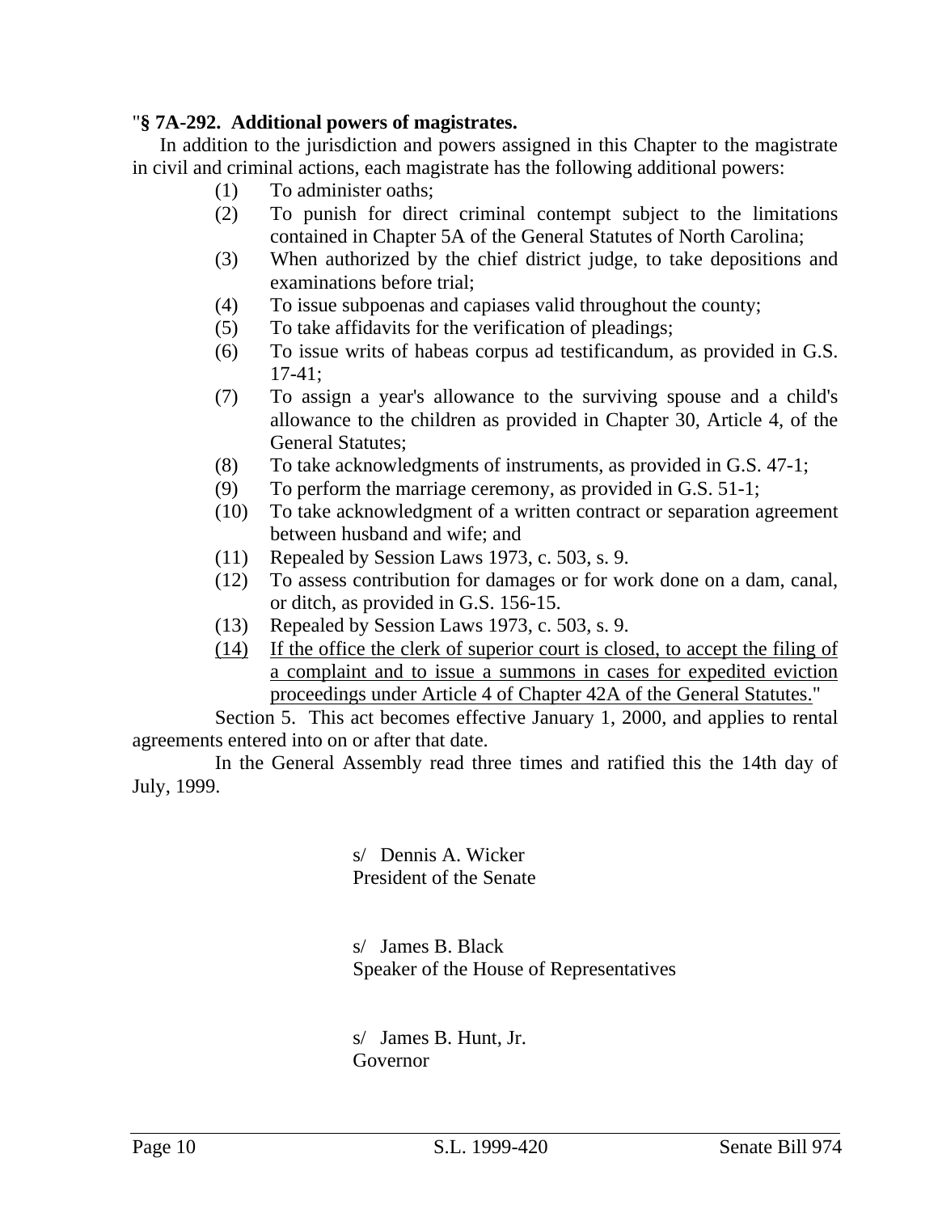"**§ 7A-292. Additional powers of magistrates.**

In addition to the jurisdiction and powers assigned in this Chapter to the magistrate in civil and criminal actions, each magistrate has the following additional powers:

(1) To administer oaths;

(2) To punish for direct criminal contempt subject to the limitations contained in Chapter 5A of the General Statutes of North Carolina;

(3) When authorized by the chief district judge, to take depositions and examinations before trial;

(4) To issue subpoenas and capiases valid throughout the county;

(5) To take affidavits for the verification of pleadings;

(6) To issue writs of habeas corpus ad testificandum, as provided in G.S. 17-41;

(7) To assign a year's allowance to the surviving spouse and a child's allowance to the children as provided in Chapter 30, Article 4, of the General Statutes;

(8) To take acknowledgments of instruments, as provided in G.S. 47-1;

(9) To perform the marriage ceremony, as provided in G.S. 51-1;

(10) To take acknowledgment of a written contract or separation agreement between husband and wife; and

(11) Repealed by Session Laws 1973, c. 503, s. 9.

(12) To assess contribution for damages or for work done on a dam, canal, or ditch, as provided in G.S. 156-15.

(13) Repealed by Session Laws 1973, c. 503, s. 9.

<u>(14) If the office the clerk of superior court is closed, to accept the filing of a complaint and to issue a summons in cases for expedited eviction proceedings under Article 4 of Chapter 42A of the General Statutes.</u>"

Section 5. This act becomes effective January 1, 2000, and applies to rental agreements entered into on or after that date.

In the General Assembly read three times and ratified this the 14th day of July, 1999.

s/ Dennis A. Wicker
President of the Senate

s/ James B. Black
Speaker of the House of Representatives

s/ James B. Hunt, Jr.
Governor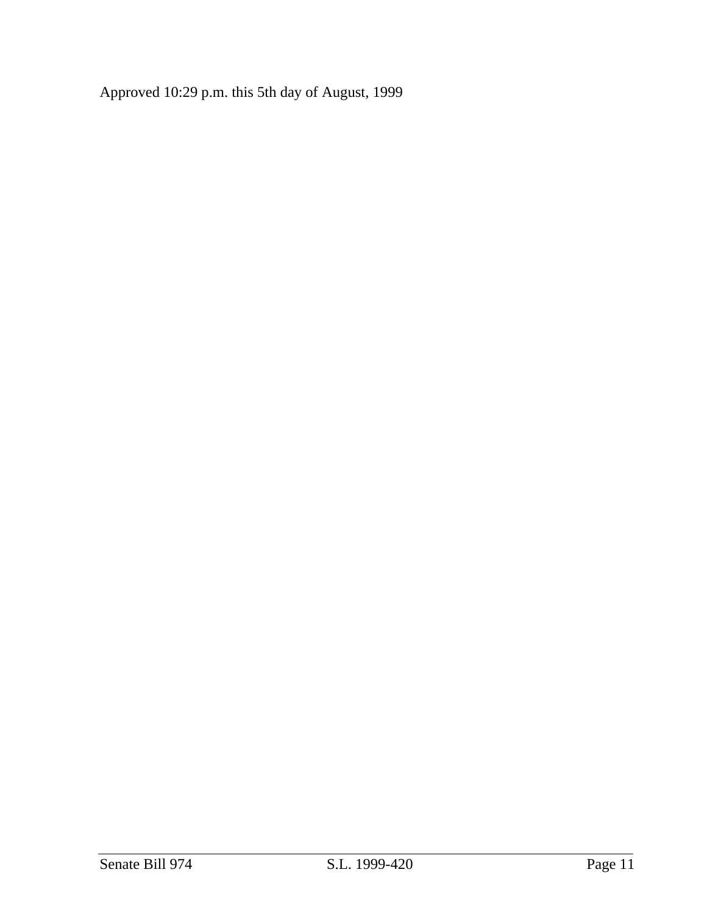Approved 10:29 p.m. this 5th day of August, 1999